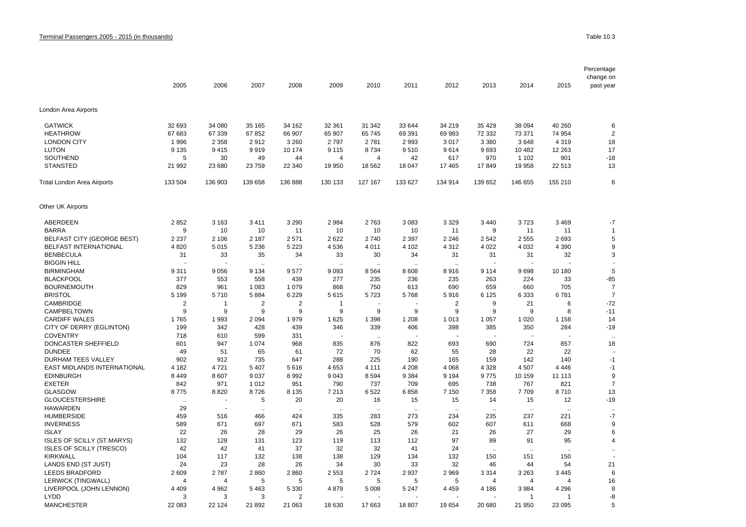Terminal Passengers 2005 - 2015 (in thousands)

Table 10.3

| | 2005 | 2006 | 2007 | 2008 | 2009 | 2010 | 2011 | 2012 | 2013 | 2014 | 2015 | Percentage change on past year |
|---|---|---|---|---|---|---|---|---|---|---|---|---|
| London Area Airports | | | | | | | | | | | | |
| GATWICK | 32 693 | 34 080 | 35 165 | 34 162 | 32 361 | 31 342 | 33 644 | 34 219 | 35 429 | 38 094 | 40 260 | 6 |
| HEATHROW | 67 683 | 67 339 | 67 852 | 66 907 | 65 907 | 65 745 | 69 391 | 69 983 | 72 332 | 73 371 | 74 954 | 2 |
| LONDON CITY | 1 996 | 2 358 | 2 912 | 3 260 | 2 797 | 2 781 | 2 993 | 3 017 | 3 380 | 3 648 | 4 319 | 18 |
| LUTON | 9 135 | 9 415 | 9 919 | 10 174 | 9 115 | 8 734 | 9 510 | 9 614 | 9 693 | 10 482 | 12 263 | 17 |
| SOUTHEND | 5 | 30 | 49 | 44 | 4 | 4 | 42 | 617 | 970 | 1 102 | 901 | -18 |
| STANSTED | 21 992 | 23 680 | 23 759 | 22 340 | 19 950 | 18 562 | 18 047 | 17 465 | 17 849 | 19 958 | 22 513 | 13 |
| Total London Area Airports | 133 504 | 136 903 | 139 658 | 136 888 | 130 133 | 127 167 | 133 627 | 134 914 | 139 652 | 146 655 | 155 210 | 6 |
| Other UK Airports | | | | | | | | | | | | |
| ABERDEEN | 2 852 | 3 163 | 3 411 | 3 290 | 2 984 | 2 763 | 3 083 | 3 329 | 3 440 | 3 723 | 3 469 | -7 |
| BARRA | 9 | 10 | 10 | 11 | 10 | 10 | 10 | 11 | 9 | 11 | 11 | 1 |
| BELFAST CITY (GEORGE BEST) | 2 237 | 2 106 | 2 187 | 2 571 | 2 622 | 2 740 | 2 397 | 2 246 | 2 542 | 2 555 | 2 693 | 5 |
| BELFAST INTERNATIONAL | 4 820 | 5 015 | 5 236 | 5 223 | 4 536 | 4 011 | 4 102 | 4 312 | 4 022 | 4 032 | 4 390 | 9 |
| BENBECULA | 31 | 33 | 35 | 34 | 33 | 30 | 34 | 31 | 31 | 31 | 32 | 3 |
| BIGGIN HILL | - | - | .. | .. | .. | .. | .. | .. | - | - | - | - |
| BIRMINGHAM | 9 311 | 9 056 | 9 134 | 9 577 | 9 093 | 8 564 | 8 608 | 8 916 | 9 114 | 9 698 | 10 180 | 5 |
| BLACKPOOL | 377 | 553 | 558 | 439 | 277 | 235 | 236 | 235 | 263 | 224 | 33 | -85 |
| BOURNEMOUTH | 829 | 961 | 1 083 | 1 079 | 868 | 750 | 613 | 690 | 659 | 660 | 705 | 7 |
| BRISTOL | 5 199 | 5 710 | 5 884 | 6 229 | 5 615 | 5 723 | 5 768 | 5 916 | 6 125 | 6 333 | 6 781 | 7 |
| CAMBRIDGE | 2 | 1 | 2 | 2 | 1 | - | - | 2 | 9 | 21 | 6 | -72 |
| CAMPBELTOWN | 9 | 9 | 9 | 9 | 9 | 9 | 9 | 9 | 9 | 9 | 8 | -11 |
| CARDIFF WALES | 1 765 | 1 993 | 2 094 | 1 979 | 1 625 | 1 398 | 1 208 | 1 013 | 1 057 | 1 020 | 1 158 | 14 |
| CITY OF DERRY (EGLINTON) | 199 | 342 | 428 | 439 | 346 | 339 | 406 | 398 | 385 | 350 | 284 | -19 |
| COVENTRY | 718 | 610 | 599 | 331 | - | .. | - | - | - | - | - | .. |
| DONCASTER SHEFFIELD | 601 | 947 | 1 074 | 968 | 835 | 876 | 822 | 693 | 690 | 724 | 857 | 18 |
| DUNDEE | 49 | 51 | 65 | 61 | 72 | 70 | 62 | 55 | 28 | 22 | 22 | - |
| DURHAM TEES VALLEY | 902 | 912 | 735 | 647 | 288 | 225 | 190 | 165 | 159 | 142 | 140 | -1 |
| EAST MIDLANDS INTERNATIONAL | 4 182 | 4 721 | 5 407 | 5 616 | 4 653 | 4 111 | 4 208 | 4 068 | 4 328 | 4 507 | 4 446 | -1 |
| EDINBURGH | 8 449 | 8 607 | 9 037 | 8 992 | 9 043 | 8 594 | 9 384 | 9 194 | 9 775 | 10 159 | 11 113 | 9 |
| EXETER | 842 | 971 | 1 012 | 951 | 790 | 737 | 709 | 695 | 738 | 767 | 821 | 7 |
| GLASGOW | 8 775 | 8 820 | 8 726 | 8 135 | 7 213 | 6 522 | 6 858 | 7 150 | 7 358 | 7 709 | 8 710 | 13 |
| GLOUCESTERSHIRE | .. | - | 5 | 20 | 20 | 16 | 15 | 15 | 14 | 15 | 12 | -19 |
| HAWARDEN | 29 | - | .. | .. | .. | .. | .. | .. | .. | .. | .. | .. |
| HUMBERSIDE | 459 | 516 | 466 | 424 | 335 | 283 | 273 | 234 | 235 | 237 | 221 | -7 |
| INVERNESS | 589 | 671 | 697 | 671 | 583 | 528 | 579 | 602 | 607 | 611 | 668 | 9 |
| ISLAY | 22 | 26 | 28 | 29 | 26 | 25 | 26 | 21 | 26 | 27 | 29 | 6 |
| ISLES OF SCILLY (ST.MARYS) | 132 | 128 | 131 | 123 | 119 | 113 | 112 | 97 | 89 | 91 | 95 | 4 |
| ISLES OF SCILLY (TRESCO) | 42 | 42 | 41 | 37 | 32 | 32 | 41 | 24 | .. | .. | .. | .. |
| KIRKWALL | 104 | 117 | 132 | 138 | 138 | 129 | 134 | 132 | 150 | 151 | 150 | - |
| LANDS END (ST JUST) | 24 | 23 | 28 | 26 | 34 | 30 | 33 | 32 | 46 | 44 | 54 | 21 |
| LEEDS BRADFORD | 2 609 | 2 787 | 2 860 | 2 860 | 2 553 | 2 724 | 2 937 | 2 969 | 3 314 | 3 263 | 3 445 | 6 |
| LERWICK (TINGWALL) | 4 | 4 | 5 | 5 | 5 | 5 | 5 | 5 | 4 | 4 | 4 | 16 |
| LIVERPOOL (JOHN LENNON) | 4 409 | 4 962 | 5 463 | 5 330 | 4 879 | 5 008 | 5 247 | 4 459 | 4 186 | 3 984 | 4 296 | 8 |
| LYDD | 3 | 3 | 3 | 2 | - | - | - | - | - | 1 | 1 | -8 |
| MANCHESTER | 22 083 | 22 124 | 21 892 | 21 063 | 18 630 | 17 663 | 18 807 | 19 654 | 20 680 | 21 950 | 23 095 | 5 |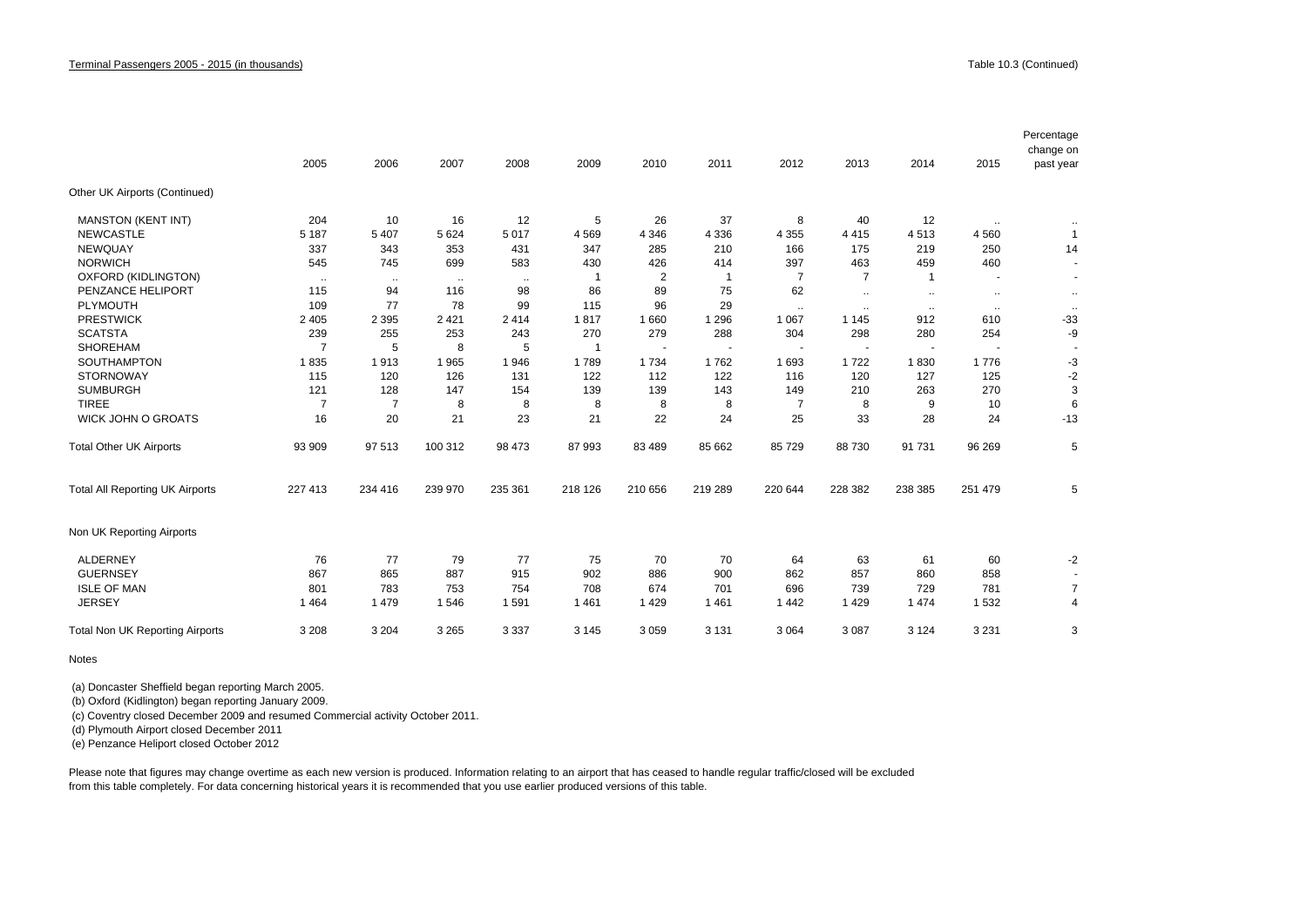Terminal Passengers 2005 - 2015 (in thousands)

Table 10.3 (Continued)

| | 2005 | 2006 | 2007 | 2008 | 2009 | 2010 | 2011 | 2012 | 2013 | 2014 | 2015 | Percentage change on past year |
|---|---|---|---|---|---|---|---|---|---|---|---|---|
| Other UK Airports (Continued) | | | | | | | | | | | | |
| MANSTON (KENT INT) | 204 | 10 | 16 | 12 | 5 | 26 | 37 | 8 | 40 | 12 | .. | .. |
| NEWCASTLE | 5 187 | 5 407 | 5 624 | 5 017 | 4 569 | 4 346 | 4 336 | 4 355 | 4 415 | 4 513 | 4 560 | 1 |
| NEWQUAY | 337 | 343 | 353 | 431 | 347 | 285 | 210 | 166 | 175 | 219 | 250 | 14 |
| NORWICH | 545 | 745 | 699 | 583 | 430 | 426 | 414 | 397 | 463 | 459 | 460 | - |
| OXFORD (KIDLINGTON) | .. | .. | .. | .. | 1 | 2 | 1 | 7 | 7 | 1 | - | - |
| PENZANCE HELIPORT | 115 | 94 | 116 | 98 | 86 | 89 | 75 | 62 | .. | .. | .. | .. |
| PLYMOUTH | 109 | 77 | 78 | 99 | 115 | 96 | 29 | .. | .. | .. | .. | .. |
| PRESTWICK | 2 405 | 2 395 | 2 421 | 2 414 | 1 817 | 1 660 | 1 296 | 1 067 | 1 145 | 912 | 610 | -33 |
| SCATSTA | 239 | 255 | 253 | 243 | 270 | 279 | 288 | 304 | 298 | 280 | 254 | -9 |
| SHOREHAM | 7 | 5 | 8 | 5 | 1 | - | - | - | - | - | - | - |
| SOUTHAMPTON | 1 835 | 1 913 | 1 965 | 1 946 | 1 789 | 1 734 | 1 762 | 1 693 | 1 722 | 1 830 | 1 776 | -3 |
| STORNOWAY | 115 | 120 | 126 | 131 | 122 | 112 | 122 | 116 | 120 | 127 | 125 | -2 |
| SUMBURGH | 121 | 128 | 147 | 154 | 139 | 139 | 143 | 149 | 210 | 263 | 270 | 3 |
| TIREE | 7 | 7 | 8 | 8 | 8 | 8 | 8 | 7 | 8 | 9 | 10 | 6 |
| WICK JOHN O GROATS | 16 | 20 | 21 | 23 | 21 | 22 | 24 | 25 | 33 | 28 | 24 | -13 |
| Total Other UK Airports | 93 909 | 97 513 | 100 312 | 98 473 | 87 993 | 83 489 | 85 662 | 85 729 | 88 730 | 91 731 | 96 269 | 5 |
| Total All Reporting UK Airports | 227 413 | 234 416 | 239 970 | 235 361 | 218 126 | 210 656 | 219 289 | 220 644 | 228 382 | 238 385 | 251 479 | 5 |
| Non UK Reporting Airports | | | | | | | | | | | | |
| ALDERNEY | 76 | 77 | 79 | 77 | 75 | 70 | 70 | 64 | 63 | 61 | 60 | -2 |
| GUERNSEY | 867 | 865 | 887 | 915 | 902 | 886 | 900 | 862 | 857 | 860 | 858 | - |
| ISLE OF MAN | 801 | 783 | 753 | 754 | 708 | 674 | 701 | 696 | 739 | 729 | 781 | 7 |
| JERSEY | 1 464 | 1 479 | 1 546 | 1 591 | 1 461 | 1 429 | 1 461 | 1 442 | 1 429 | 1 474 | 1 532 | 4 |
| Total Non UK Reporting Airports | 3 208 | 3 204 | 3 265 | 3 337 | 3 145 | 3 059 | 3 131 | 3 064 | 3 087 | 3 124 | 3 231 | 3 |

Notes

(a) Doncaster Sheffield began reporting March 2005.
(b) Oxford (Kidlington) began reporting January 2009.
(c) Coventry closed December 2009 and resumed Commercial activity October 2011.
(d) Plymouth Airport closed December 2011
(e) Penzance Heliport closed October 2012

Please note that figures may change overtime as each new version is produced. Information relating to an airport that has ceased to handle regular traffic/closed will be excluded from this table completely. For data concerning historical years it is recommended that you use earlier produced versions of this table.